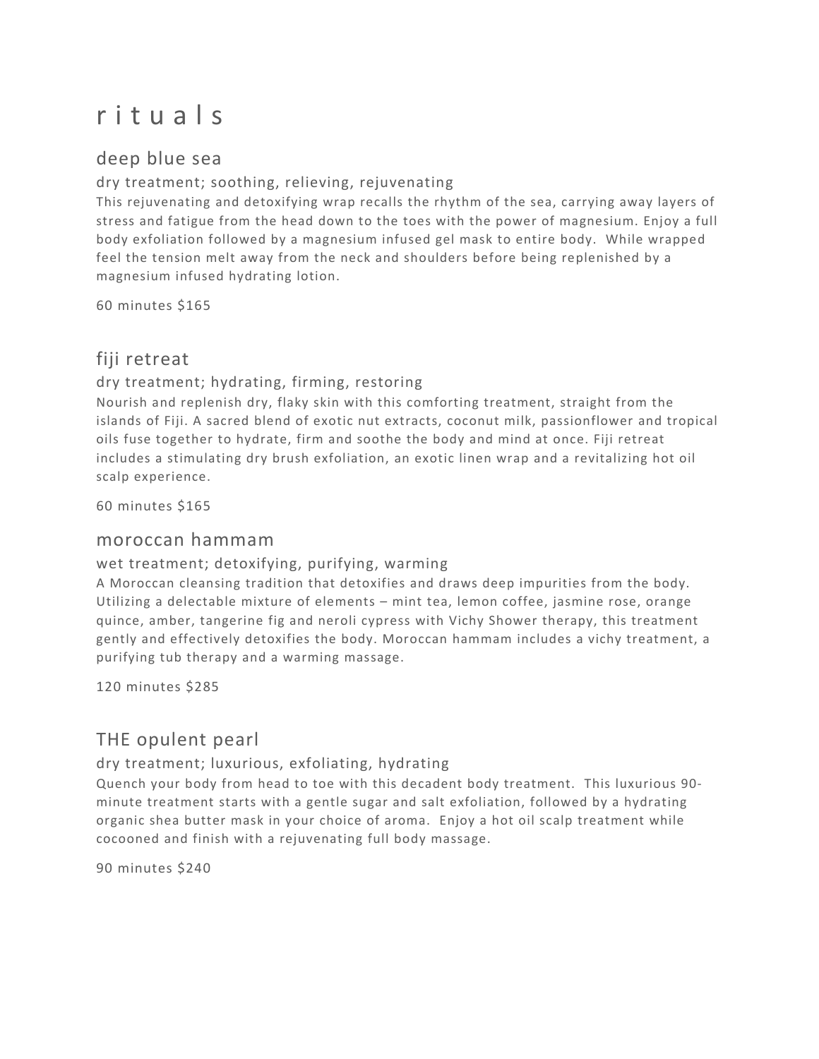# r i t u a l s

## deep blue sea

### dry treatment; soothing, relieving, rejuvenating

This rejuvenating and detoxifying wrap recalls the rhythm of the sea, carrying away layers of stress and fatigue from the head down to the toes with the power of magnesium. Enjoy a full body exfoliation followed by a magnesium infused gel mask to entire body. While wrapped feel the tension melt away from the neck and shoulders before being replenished by a magnesium infused hydrating lotion.

60 minutes $165

## fiji retreat

### dry treatment; hydrating, firming, restoring

Nourish and replenish dry, flaky skin with this comforting treatment, straight from the islands of Fiji. A sacred blend of exotic nut extracts, coconut milk, passionflower and tropical oils fuse together to hydrate, firm and soothe the body and mind at once. Fiji retreat includes a stimulating dry brush exfoliation, an exotic linen wrap and a revitalizing hot oil scalp experience.

60 minutes $165

## moroccan hammam

### wet treatment; detoxifying, purifying, warming

A Moroccan cleansing tradition that detoxifies and draws deep impurities from the body. Utilizing a delectable mixture of elements – mint tea, lemon coffee, jasmine rose, orange quince, amber, tangerine fig and neroli cypress with Vichy Shower therapy, this treatment gently and effectively detoxifies the body. Moroccan hammam includes a vichy treatment, a purifying tub therapy and a warming massage.

120 minutes $285

## THE opulent pearl

### dry treatment; luxurious, exfoliating, hydrating

Quench your body from head to toe with this decadent body treatment. This luxurious 90-minute treatment starts with a gentle sugar and salt exfoliation, followed by a hydrating organic shea butter mask in your choice of aroma. Enjoy a hot oil scalp treatment while cocooned and finish with a rejuvenating full body massage.

90 minutes $240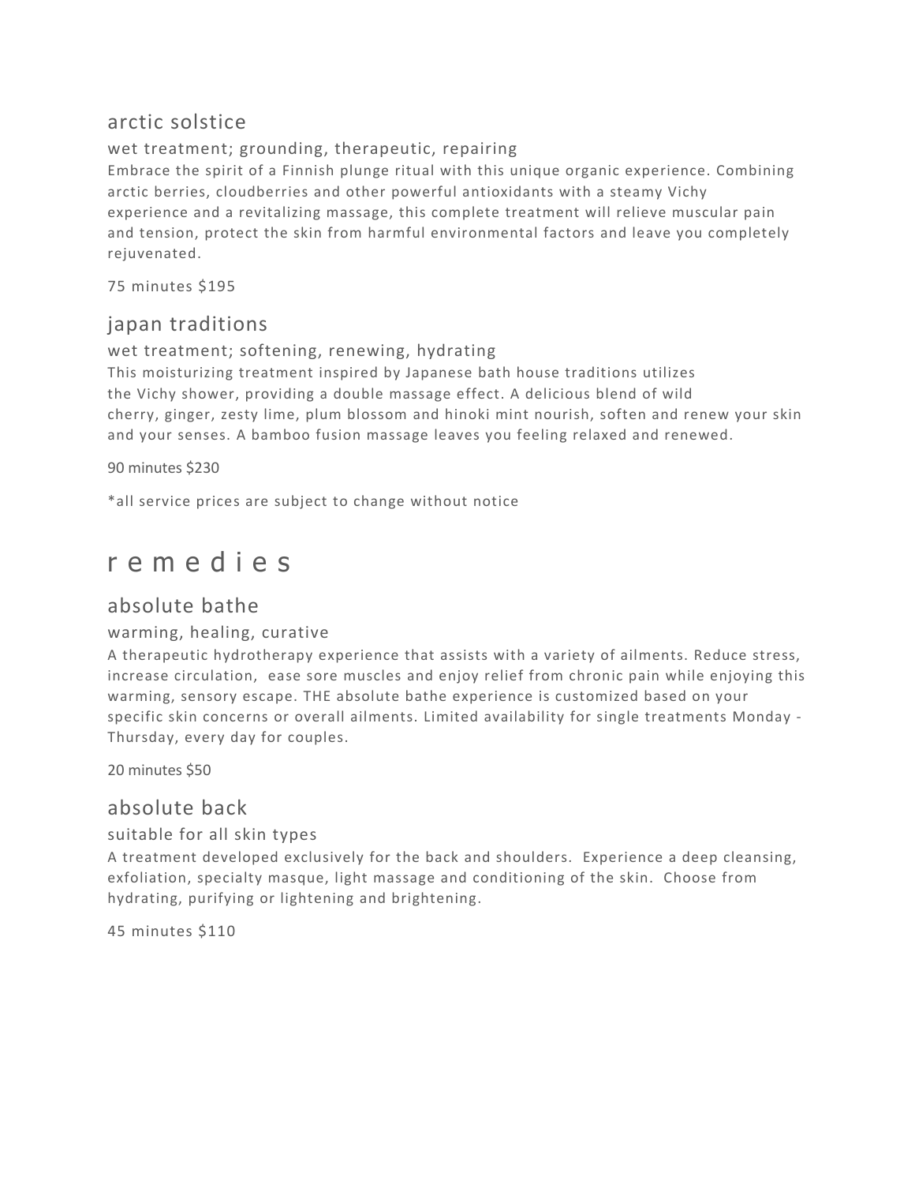## arctic solstice

### wet treatment; grounding, therapeutic, repairing

Embrace the spirit of a Finnish plunge ritual with this unique organic experience. Combining arctic berries, cloudberries and other powerful antioxidants with a steamy Vichy experience and a revitalizing massage, this complete treatment will relieve muscular pain and tension, protect the skin from harmful environmental factors and leave you completely rejuvenated.

75 minutes $195

## japan traditions

### wet treatment; softening, renewing, hydrating

This moisturizing treatment inspired by Japanese bath house traditions utilizes the Vichy shower, providing a double massage effect. A delicious blend of wild cherry, ginger, zesty lime, plum blossom and hinoki mint nourish, soften and renew your skin and your senses. A bamboo fusion massage leaves you feeling relaxed and renewed.

90 minutes $230

*all service prices are subject to change without notice

# r e m e d i e s

## absolute bathe

### warming, healing, curative

A therapeutic hydrotherapy experience that assists with a variety of ailments. Reduce stress, increase circulation, ease sore muscles and enjoy relief from chronic pain while enjoying this warming, sensory escape. THE absolute bathe experience is customized based on your specific skin concerns or overall ailments. Limited availability for single treatments Monday - Thursday, every day for couples.

20 minutes $50

## absolute back

### suitable for all skin types

A treatment developed exclusively for the back and shoulders. Experience a deep cleansing, exfoliation, specialty masque, light massage and conditioning of the skin. Choose from hydrating, purifying or lightening and brightening.

45 minutes $110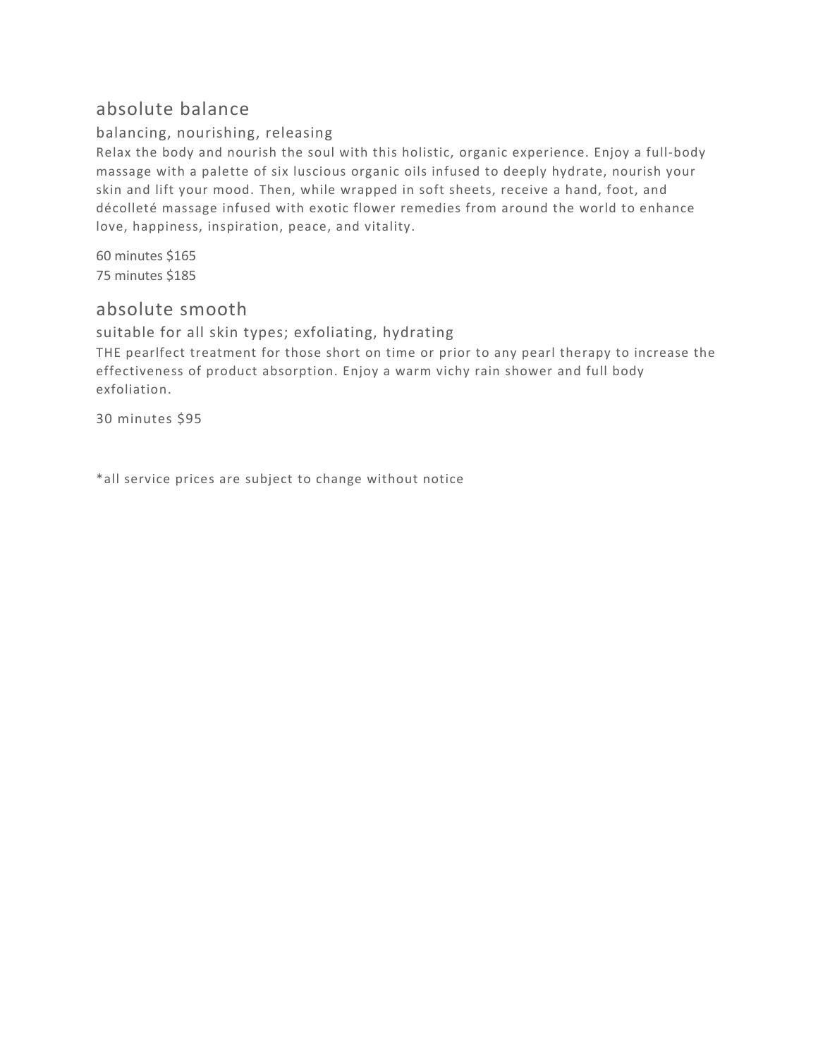## absolute balance

### balancing, nourishing, releasing

Relax the body and nourish the soul with this holistic, organic experience. Enjoy a full-body massage with a palette of six luscious organic oils infused to deeply hydrate, nourish your skin and lift your mood. Then, while wrapped in soft sheets, receive a hand, foot, and décolleté massage infused with exotic flower remedies from around the world to enhance love, happiness, inspiration, peace, and vitality.

60 minutes $165
75 minutes $185

## absolute smooth

### suitable for all skin types; exfoliating, hydrating

THE pearlfect treatment for those short on time or prior to any pearl therapy to increase the effectiveness of product absorption. Enjoy a warm vichy rain shower and full body exfoliation.

30 minutes $95

*all service prices are subject to change without notice